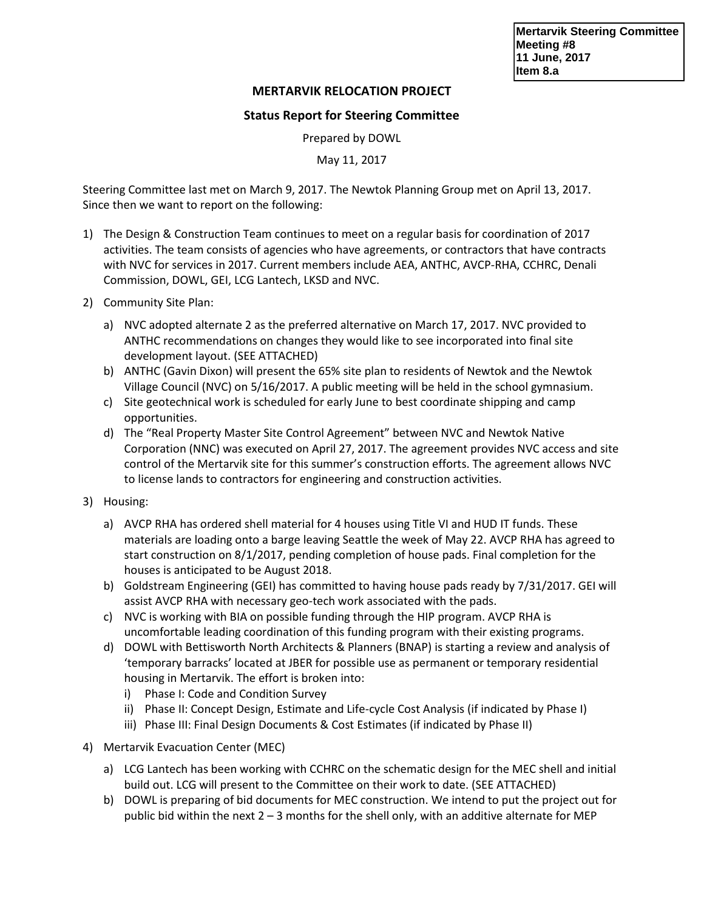Mertarvik Steering Committee
Meeting #8
11 June, 2017
Item 8.a

# MERTARVIK RELOCATION PROJECT

## Status Report for Steering Committee

Prepared by DOWL

May 11, 2017

Steering Committee last met on March 9, 2017. The Newtok Planning Group met on April 13, 2017. Since then we want to report on the following:

1) The Design & Construction Team continues to meet on a regular basis for coordination of 2017 activities. The team consists of agencies who have agreements, or contractors that have contracts with NVC for services in 2017. Current members include AEA, ANTHC, AVCP-RHA, CCHRC, Denali Commission, DOWL, GEI, LCG Lantech, LKSD and NVC.

2) Community Site Plan:
   a) NVC adopted alternate 2 as the preferred alternative on March 17, 2017. NVC provided to ANTHC recommendations on changes they would like to see incorporated into final site development layout. (SEE ATTACHED)
   b) ANTHC (Gavin Dixon) will present the 65% site plan to residents of Newtok and the Newtok Village Council (NVC) on 5/16/2017. A public meeting will be held in the school gymnasium.
   c) Site geotechnical work is scheduled for early June to best coordinate shipping and camp opportunities.
   d) The "Real Property Master Site Control Agreement" between NVC and Newtok Native Corporation (NNC) was executed on April 27, 2017. The agreement provides NVC access and site control of the Mertarvik site for this summer's construction efforts. The agreement allows NVC to license lands to contractors for engineering and construction activities.

3) Housing:
   a) AVCP RHA has ordered shell material for 4 houses using Title VI and HUD IT funds. These materials are loading onto a barge leaving Seattle the week of May 22. AVCP RHA has agreed to start construction on 8/1/2017, pending completion of house pads. Final completion for the houses is anticipated to be August 2018.
   b) Goldstream Engineering (GEI) has committed to having house pads ready by 7/31/2017. GEI will assist AVCP RHA with necessary geo-tech work associated with the pads.
   c) NVC is working with BIA on possible funding through the HIP program. AVCP RHA is uncomfortable leading coordination of this funding program with their existing programs.
   d) DOWL with Bettisworth North Architects & Planners (BNAP) is starting a review and analysis of 'temporary barracks' located at JBER for possible use as permanent or temporary residential housing in Mertarvik. The effort is broken into:
      i) Phase I: Code and Condition Survey
      ii) Phase II: Concept Design, Estimate and Life-cycle Cost Analysis (if indicated by Phase I)
      iii) Phase III: Final Design Documents & Cost Estimates (if indicated by Phase II)

4) Mertarvik Evacuation Center (MEC)
   a) LCG Lantech has been working with CCHRC on the schematic design for the MEC shell and initial build out. LCG will present to the Committee on their work to date. (SEE ATTACHED)
   b) DOWL is preparing of bid documents for MEC construction. We intend to put the project out for public bid within the next 2 – 3 months for the shell only, with an additive alternate for MEP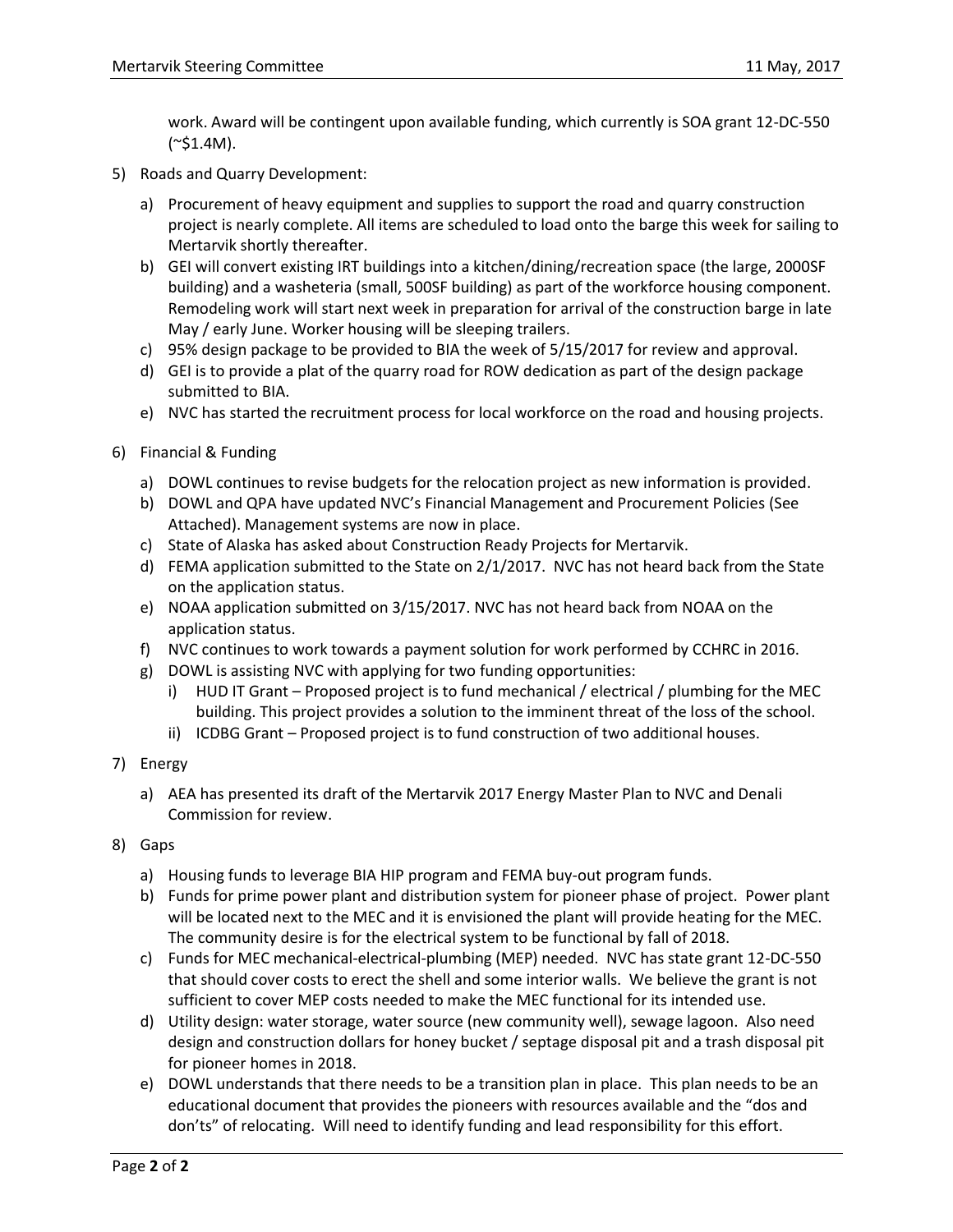work. Award will be contingent upon available funding, which currently is SOA grant 12-DC-550 (~$1.4M).

5) Roads and Quarry Development:
   a) Procurement of heavy equipment and supplies to support the road and quarry construction project is nearly complete. All items are scheduled to load onto the barge this week for sailing to Mertarvik shortly thereafter.
   b) GEI will convert existing IRT buildings into a kitchen/dining/recreation space (the large, 2000SF building) and a washeteria (small, 500SF building) as part of the workforce housing component. Remodeling work will start next week in preparation for arrival of the construction barge in late May / early June. Worker housing will be sleeping trailers.
   c) 95% design package to be provided to BIA the week of 5/15/2017 for review and approval.
   d) GEI is to provide a plat of the quarry road for ROW dedication as part of the design package submitted to BIA.
   e) NVC has started the recruitment process for local workforce on the road and housing projects.

6) Financial & Funding
   a) DOWL continues to revise budgets for the relocation project as new information is provided.
   b) DOWL and QPA have updated NVC's Financial Management and Procurement Policies (See Attached). Management systems are now in place.
   c) State of Alaska has asked about Construction Ready Projects for Mertarvik.
   d) FEMA application submitted to the State on 2/1/2017. NVC has not heard back from the State on the application status.
   e) NOAA application submitted on 3/15/2017. NVC has not heard back from NOAA on the application status.
   f) NVC continues to work towards a payment solution for work performed by CCHRC in 2016.
   g) DOWL is assisting NVC with applying for two funding opportunities:
      i) HUD IT Grant – Proposed project is to fund mechanical / electrical / plumbing for the MEC building. This project provides a solution to the imminent threat of the loss of the school.
      ii) ICDBG Grant – Proposed project is to fund construction of two additional houses.

7) Energy
   a) AEA has presented its draft of the Mertarvik 2017 Energy Master Plan to NVC and Denali Commission for review.

8) Gaps
   a) Housing funds to leverage BIA HIP program and FEMA buy-out program funds.
   b) Funds for prime power plant and distribution system for pioneer phase of project. Power plant will be located next to the MEC and it is envisioned the plant will provide heating for the MEC. The community desire is for the electrical system to be functional by fall of 2018.
   c) Funds for MEC mechanical-electrical-plumbing (MEP) needed. NVC has state grant 12-DC-550 that should cover costs to erect the shell and some interior walls. We believe the grant is not sufficient to cover MEP costs needed to make the MEC functional for its intended use.
   d) Utility design: water storage, water source (new community well), sewage lagoon. Also need design and construction dollars for honey bucket / septage disposal pit and a trash disposal pit for pioneer homes in 2018.
   e) DOWL understands that there needs to be a transition plan in place. This plan needs to be an educational document that provides the pioneers with resources available and the "dos and don'ts" of relocating. Will need to identify funding and lead responsibility for this effort.